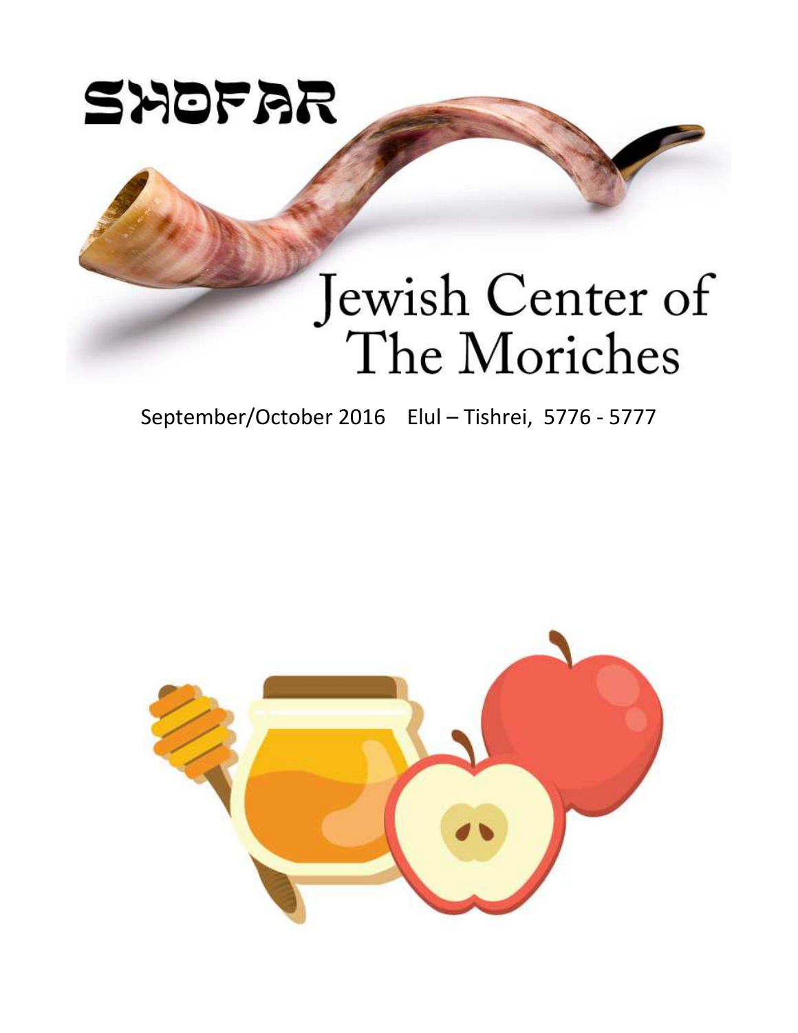# SHOFAR

# Jewish Center of The Moriches

September/October 2016 Elul – Tishrei, 5776 - 5777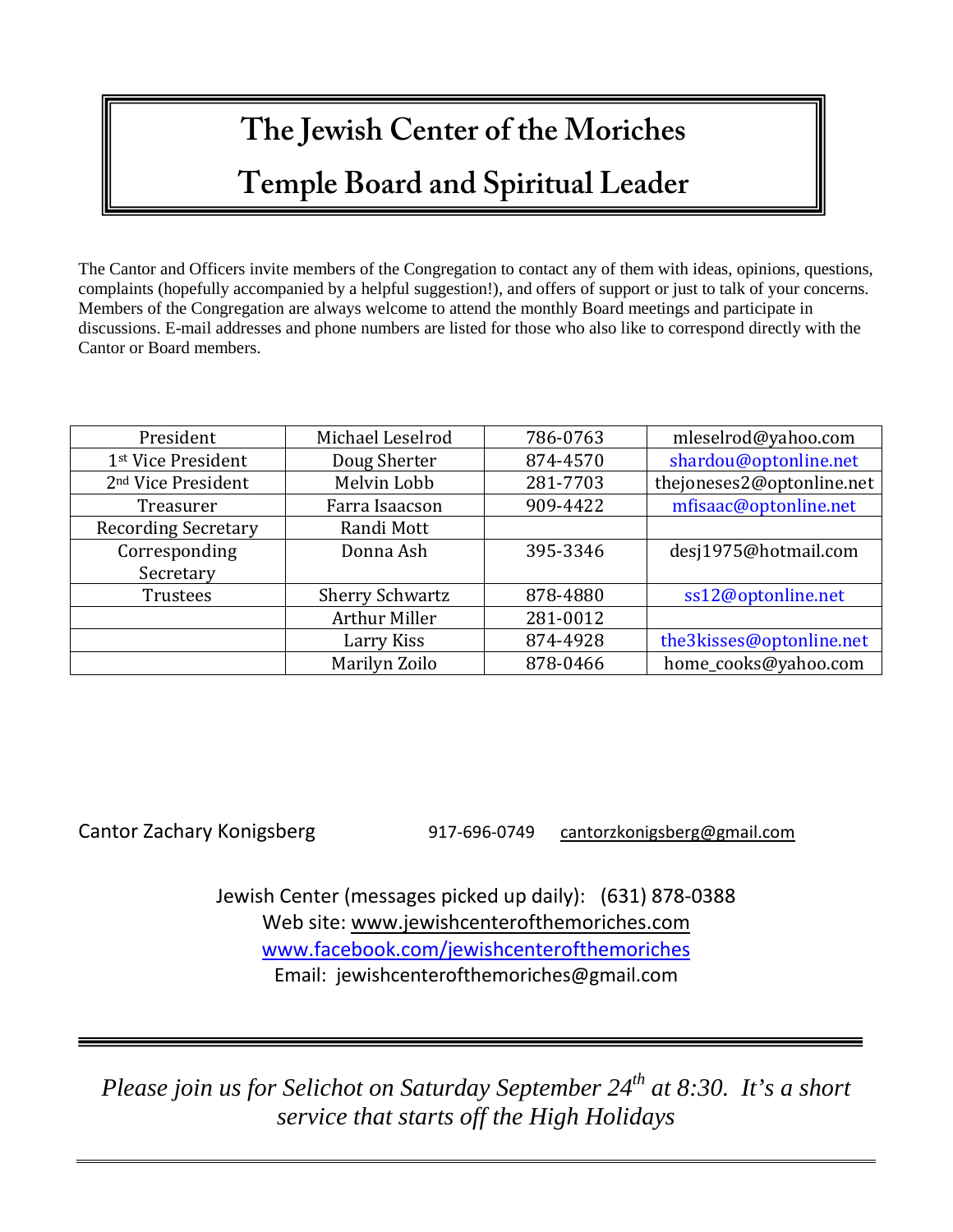# The Jewish Center of the Moriches

# Temple Board and Spiritual Leader

The Cantor and Officers invite members of the Congregation to contact any of them with ideas, opinions, questions, complaints (hopefully accompanied by a helpful suggestion!), and offers of support or just to talk of your concerns. Members of the Congregation are always welcome to attend the monthly Board meetings and participate in discussions. E-mail addresses and phone numbers are listed for those who also like to correspond directly with the Cantor or Board members.

| | | | |
|---|---|---|---|
| President | Michael Leselrod | 786-0763 | mleselrod@yahoo.com |
| 1st Vice President | Doug Sherter | 874-4570 | shardou@optonline.net |
| 2nd Vice President | Melvin Lobb | 281-7703 | thejoneses2@optonline.net |
| Treasurer | Farra Isaacson | 909-4422 | mfisaac@optonline.net |
| Recording Secretary | Randi Mott | | |
| Corresponding Secretary | Donna Ash | 395-3346 | desj1975@hotmail.com |
| Trustees | Sherry Schwartz | 878-4880 | ss12@optonline.net |
| | Arthur Miller | 281-0012 | |
| | Larry Kiss | 874-4928 | the3kisses@optonline.net |
| | Marilyn Zoilo | 878-0466 | home_cooks@yahoo.com |

Cantor Zachary Konigsberg 917-696-0749 cantorzkonigsberg@gmail.com

Jewish Center (messages picked up daily): (631) 878-0388
Web site: www.jewishcenterofthemoriches.com
www.facebook.com/jewishcenterofthemoriches
Email: jewishcenterofthemoriches@gmail.com

---

*Please join us for Selichot on Saturday September 24th at 8:30. It's a short service that starts off the High Holidays*

---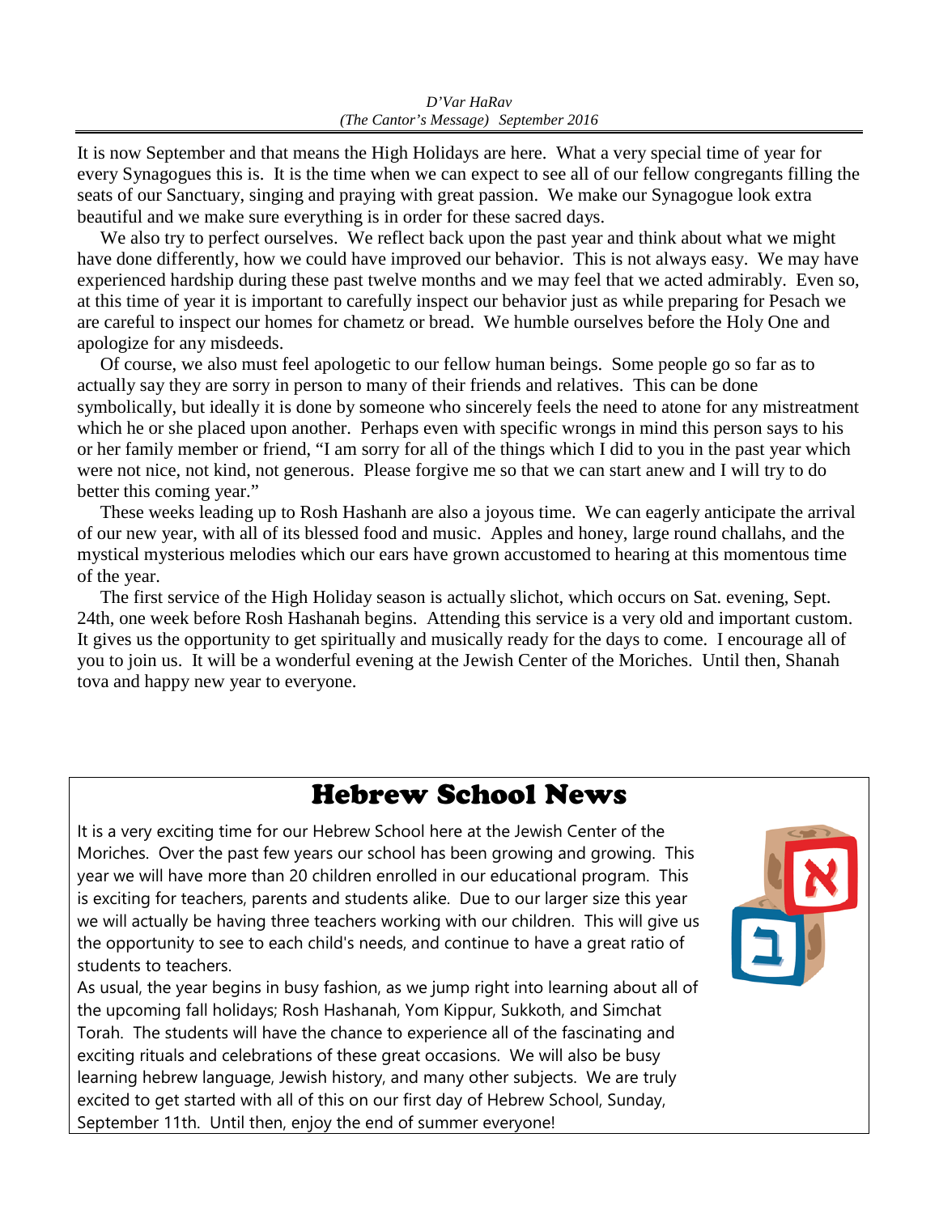*D'Var HaRav*
*(The Cantor's Message) September 2016*

It is now September and that means the High Holidays are here. What a very special time of year for every Synagogues this is. It is the time when we can expect to see all of our fellow congregants filling the seats of our Sanctuary, singing and praying with great passion. We make our Synagogue look extra beautiful and we make sure everything is in order for these sacred days.

We also try to perfect ourselves. We reflect back upon the past year and think about what we might have done differently, how we could have improved our behavior. This is not always easy. We may have experienced hardship during these past twelve months and we may feel that we acted admirably. Even so, at this time of year it is important to carefully inspect our behavior just as while preparing for Pesach we are careful to inspect our homes for chametz or bread. We humble ourselves before the Holy One and apologize for any misdeeds.

Of course, we also must feel apologetic to our fellow human beings. Some people go so far as to actually say they are sorry in person to many of their friends and relatives. This can be done symbolically, but ideally it is done by someone who sincerely feels the need to atone for any mistreatment which he or she placed upon another. Perhaps even with specific wrongs in mind this person says to his or her family member or friend, "I am sorry for all of the things which I did to you in the past year which were not nice, not kind, not generous. Please forgive me so that we can start anew and I will try to do better this coming year."

These weeks leading up to Rosh Hashanh are also a joyous time. We can eagerly anticipate the arrival of our new year, with all of its blessed food and music. Apples and honey, large round challahs, and the mystical mysterious melodies which our ears have grown accustomed to hearing at this momentous time of the year.

The first service of the High Holiday season is actually slichot, which occurs on Sat. evening, Sept. 24th, one week before Rosh Hashanah begins. Attending this service is a very old and important custom. It gives us the opportunity to get spiritually and musically ready for the days to come. I encourage all of you to join us. It will be a wonderful evening at the Jewish Center of the Moriches. Until then, Shanah tova and happy new year to everyone.

# Hebrew School News

It is a very exciting time for our Hebrew School here at the Jewish Center of the Moriches. Over the past few years our school has been growing and growing. This year we will have more than 20 children enrolled in our educational program. This is exciting for teachers, parents and students alike. Due to our larger size this year we will actually be having three teachers working with our children. This will give us the opportunity to see to each child's needs, and continue to have a great ratio of students to teachers.

As usual, the year begins in busy fashion, as we jump right into learning about all of the upcoming fall holidays; Rosh Hashanah, Yom Kippur, Sukkoth, and Simchat Torah. The students will have the chance to experience all of the fascinating and exciting rituals and celebrations of these great occasions. We will also be busy learning hebrew language, Jewish history, and many other subjects. We are truly excited to get started with all of this on our first day of Hebrew School, Sunday, September 11th. Until then, enjoy the end of summer everyone!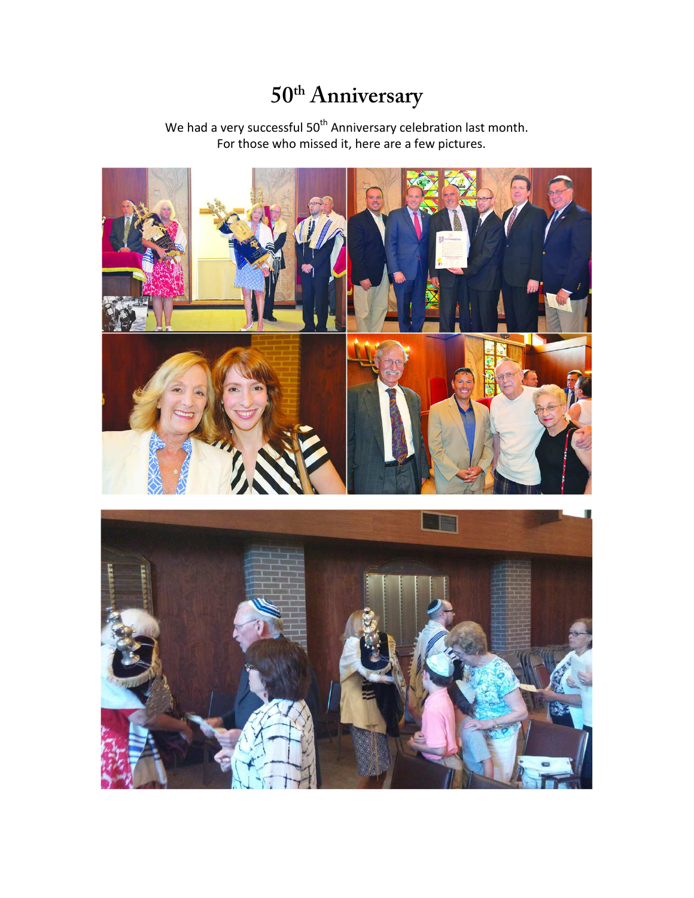# 50th Anniversary

We had a very successful 50th Anniversary celebration last month.
For those who missed it, here are a few pictures.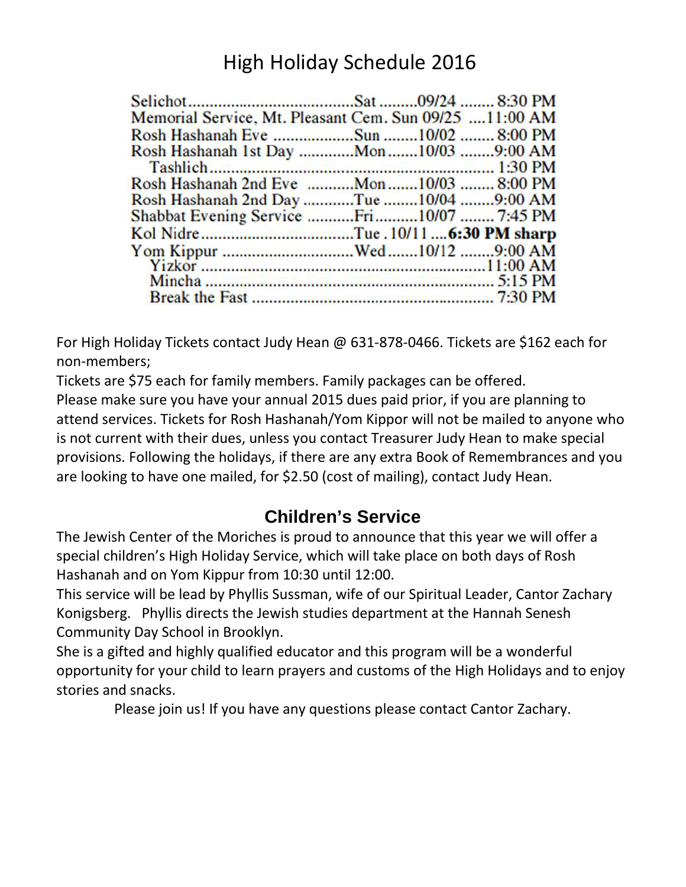# High Holiday Schedule 2016

| Event | Day | Date | Time |
|---|---|---|---|
| Selichot | Sat | 09/24 | 8:30 PM |
| Memorial Service, Mt. Pleasant Cem. | Sun | 09/25 | 11:00 AM |
| Rosh Hashanah Eve | Sun | 10/02 | 8:00 PM |
| Rosh Hashanah 1st Day | Mon | 10/03 | 9:00 AM |
| Tashlich | | | 1:30 PM |
| Rosh Hashanah 2nd Eve | Mon | 10/03 | 8:00 PM |
| Rosh Hashanah 2nd Day | Tue | 10/04 | 9:00 AM |
| Shabbat Evening Service | Fri | 10/07 | 7:45 PM |
| Kol Nidre | Tue | 10/11 | **6:30 PM sharp** |
| Yom Kippur | Wed | 10/12 | 9:00 AM |
| Yizkor | | | 11:00 AM |
| Mincha | | | 5:15 PM |
| Break the Fast | | | 7:30 PM |

For High Holiday Tickets contact Judy Hean @ 631-878-0466. Tickets are $162 each for non-members;

Tickets are $75 each for family members. Family packages can be offered.

Please make sure you have your annual 2015 dues paid prior, if you are planning to attend services. Tickets for Rosh Hashanah/Yom Kippor will not be mailed to anyone who is not current with their dues, unless you contact Treasurer Judy Hean to make special provisions. Following the holidays, if there are any extra Book of Remembrances and you are looking to have one mailed, for $2.50 (cost of mailing), contact Judy Hean.

## Children's Service

The Jewish Center of the Moriches is proud to announce that this year we will offer a special children's High Holiday Service, which will take place on both days of Rosh Hashanah and on Yom Kippur from 10:30 until 12:00.

This service will be lead by Phyllis Sussman, wife of our Spiritual Leader, Cantor Zachary Konigsberg. Phyllis directs the Jewish studies department at the Hannah Senesh Community Day School in Brooklyn.

She is a gifted and highly qualified educator and this program will be a wonderful opportunity for your child to learn prayers and customs of the High Holidays and to enjoy stories and snacks.

Please join us! If you have any questions please contact Cantor Zachary.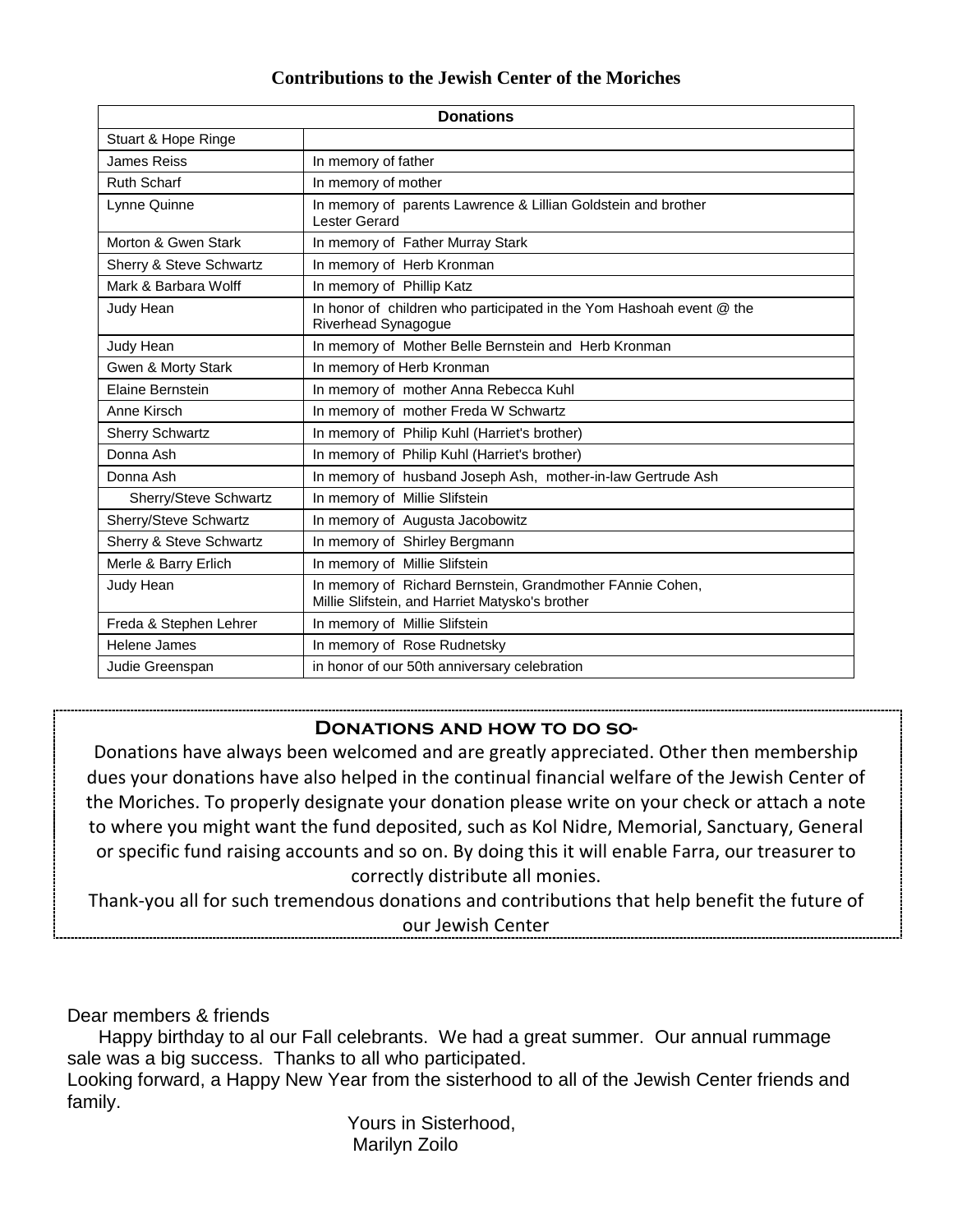## Contributions to the Jewish Center of the Moriches

| Donations | |
|---|---|
| Stuart & Hope Ringe | |
| James Reiss | In memory of father |
| Ruth Scharf | In memory of mother |
| Lynne Quinne | In memory of parents Lawrence & Lillian Goldstein and brother Lester Gerard |
| Morton & Gwen Stark | In memory of Father Murray Stark |
| Sherry & Steve Schwartz | In memory of Herb Kronman |
| Mark & Barbara Wolff | In memory of Phillip Katz |
| Judy Hean | In honor of children who participated in the Yom Hashoah event @ the Riverhead Synagogue |
| Judy Hean | In memory of Mother Belle Bernstein and Herb Kronman |
| Gwen & Morty Stark | In memory of Herb Kronman |
| Elaine Bernstein | In memory of mother Anna Rebecca Kuhl |
| Anne Kirsch | In memory of mother Freda W Schwartz |
| Sherry Schwartz | In memory of Philip Kuhl (Harriet's brother) |
| Donna Ash | In memory of Philip Kuhl (Harriet's brother) |
| Donna Ash | In memory of husband Joseph Ash, mother-in-law Gertrude Ash |
| Sherry/Steve Schwartz | In memory of Millie Slifstein |
| Sherry/Steve Schwartz | In memory of Augusta Jacobowitz |
| Sherry & Steve Schwartz | In memory of Shirley Bergmann |
| Merle & Barry Erlich | In memory of Millie Slifstein |
| Judy Hean | In memory of Richard Bernstein, Grandmother FAnnie Cohen, Millie Slifstein, and Harriet Matysko's brother |
| Freda & Stephen Lehrer | In memory of Millie Slifstein |
| Helene James | In memory of Rose Rudnetsky |
| Judie Greenspan | in honor of our 50th anniversary celebration |

### Donations and how to do so-

Donations have always been welcomed and are greatly appreciated. Other then membership dues your donations have also helped in the continual financial welfare of the Jewish Center of the Moriches. To properly designate your donation please write on your check or attach a note to where you might want the fund deposited, such as Kol Nidre, Memorial, Sanctuary, General or specific fund raising accounts and so on. By doing this it will enable Farra, our treasurer to correctly distribute all monies.

Thank-you all for such tremendous donations and contributions that help benefit the future of our Jewish Center

Dear members & friends

Happy birthday to al our Fall celebrants. We had a great summer. Our annual rummage sale was a big success. Thanks to all who participated.

Looking forward, a Happy New Year from the sisterhood to all of the Jewish Center friends and family.

Yours in Sisterhood,
Marilyn Zoilo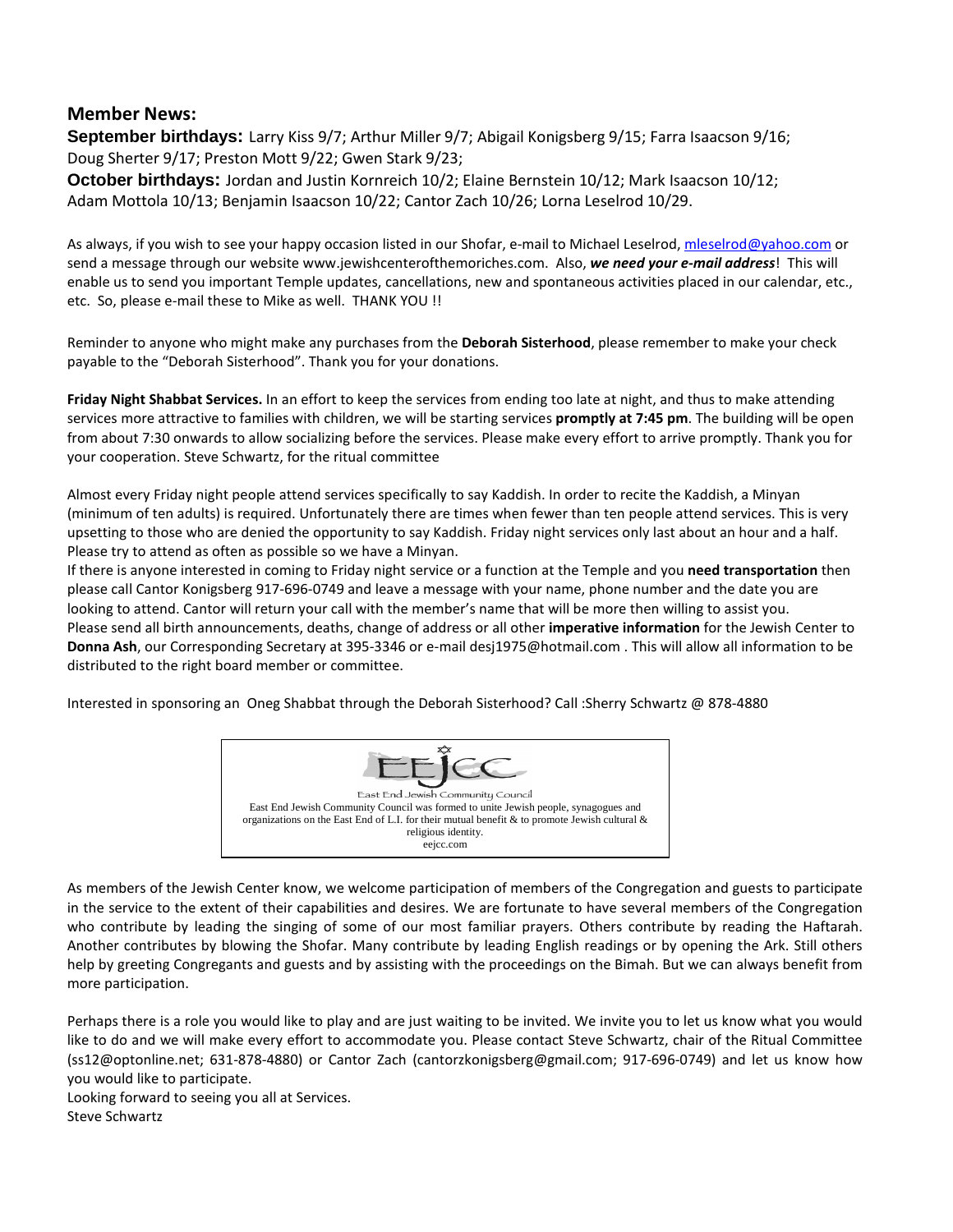## Member News:

**September birthdays:** Larry Kiss 9/7; Arthur Miller 9/7; Abigail Konigsberg 9/15; Farra Isaacson 9/16; Doug Sherter 9/17; Preston Mott 9/22; Gwen Stark 9/23;

**October birthdays:** Jordan and Justin Kornreich 10/2; Elaine Bernstein 10/12; Mark Isaacson 10/12; Adam Mottola 10/13; Benjamin Isaacson 10/22; Cantor Zach 10/26; Lorna Leselrod 10/29.

As always, if you wish to see your happy occasion listed in our Shofar, e-mail to Michael Leselrod, mleselrod@yahoo.com or send a message through our website www.jewishcenterofthemoriches.com. Also, ***we need your e-mail address***! This will enable us to send you important Temple updates, cancellations, new and spontaneous activities placed in our calendar, etc., etc. So, please e-mail these to Mike as well. THANK YOU !!

Reminder to anyone who might make any purchases from the **Deborah Sisterhood**, please remember to make your check payable to the "Deborah Sisterhood". Thank you for your donations.

**Friday Night Shabbat Services.** In an effort to keep the services from ending too late at night, and thus to make attending services more attractive to families with children, we will be starting services **promptly at 7:45 pm**. The building will be open from about 7:30 onwards to allow socializing before the services. Please make every effort to arrive promptly. Thank you for your cooperation. Steve Schwartz, for the ritual committee

Almost every Friday night people attend services specifically to say Kaddish. In order to recite the Kaddish, a Minyan (minimum of ten adults) is required. Unfortunately there are times when fewer than ten people attend services. This is very upsetting to those who are denied the opportunity to say Kaddish. Friday night services only last about an hour and a half. Please try to attend as often as possible so we have a Minyan.

If there is anyone interested in coming to Friday night service or a function at the Temple and you **need transportation** then please call Cantor Konigsberg 917-696-0749 and leave a message with your name, phone number and the date you are looking to attend. Cantor will return your call with the member's name that will be more then willing to assist you.

Please send all birth announcements, deaths, change of address or all other **imperative information** for the Jewish Center to **Donna Ash**, our Corresponding Secretary at 395-3346 or e-mail desj1975@hotmail.com . This will allow all information to be distributed to the right board member or committee.

Interested in sponsoring an Oneg Shabbat through the Deborah Sisterhood? Call :Sherry Schwartz @ 878-4880

EEJCC

East End Jewish Community Council

East End Jewish Community Council was formed to unite Jewish people, synagogues and organizations on the East End of L.I. for their mutual benefit & to promote Jewish cultural & religious identity.
eejcc.com

As members of the Jewish Center know, we welcome participation of members of the Congregation and guests to participate in the service to the extent of their capabilities and desires. We are fortunate to have several members of the Congregation who contribute by leading the singing of some of our most familiar prayers. Others contribute by reading the Haftarah. Another contributes by blowing the Shofar. Many contribute by leading English readings or by opening the Ark. Still others help by greeting Congregants and guests and by assisting with the proceedings on the Bimah. But we can always benefit from more participation.

Perhaps there is a role you would like to play and are just waiting to be invited. We invite you to let us know what you would like to do and we will make every effort to accommodate you. Please contact Steve Schwartz, chair of the Ritual Committee (ss12@optonline.net; 631-878-4880) or Cantor Zach (cantorzkonigsberg@gmail.com; 917-696-0749) and let us know how you would like to participate.

Looking forward to seeing you all at Services.

Steve Schwartz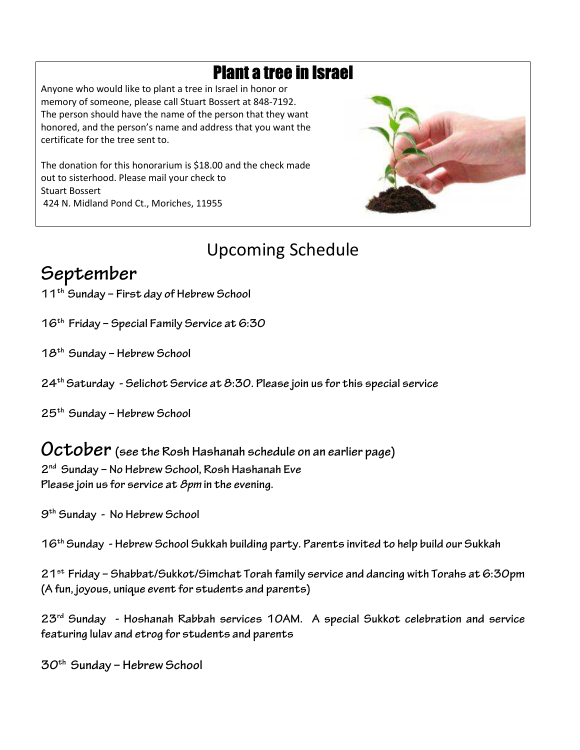## Plant a tree in Israel

Anyone who would like to plant a tree in Israel in honor or memory of someone, please call Stuart Bossert at 848-7192. The person should have the name of the person that they want honored, and the person's name and address that you want the certificate for the tree sent to.

The donation for this honorarium is $18.00 and the check made out to sisterhood. Please mail your check to
Stuart Bossert
424 N. Midland Pond Ct., Moriches, 11955

# Upcoming Schedule

## September

**11th Sunday – First day of Hebrew School**

**16th Friday – Special Family Service at 6:30**

**18th Sunday – Hebrew School**

**24th Saturday - Selichot Service at 8:30. Please join us for this special service**

**25th Sunday – Hebrew School**

## October (see the Rosh Hashanah schedule on an earlier page)

**2nd Sunday – No Hebrew School, Rosh Hashanah Eve**
**Please join us for service at *8pm* in the evening.**

**9th Sunday - No Hebrew School**

**16th Sunday - Hebrew School Sukkah building party. Parents invited to help build our Sukkah**

**21st Friday – Shabbat/Sukkot/Simchat Torah family service and dancing with Torahs at 6:30pm (A fun, joyous, unique event for students and parents)**

**23rd Sunday - Hoshanah Rabbah services 10AM. A special Sukkot celebration and service featuring lulav and etrog for students and parents**

**30th Sunday – Hebrew School**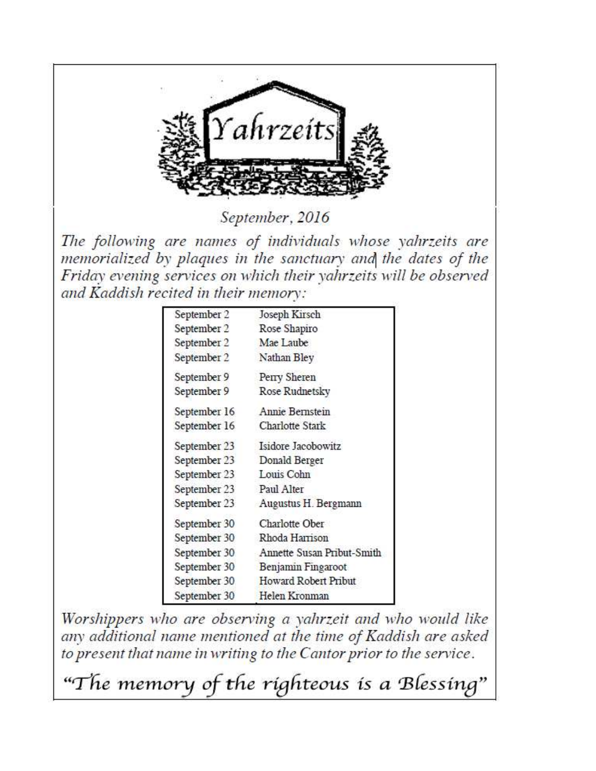# Yahrzeits

*September, 2016*

*The following are names of individuals whose yahrzeits are memorialized by plaques in the sanctuary and the dates of the Friday evening services on which their yahrzeits will be observed and Kaddish recited in their memory:*

| Date | Name |
|---|---|
| September 2 | Joseph Kirsch |
| September 2 | Rose Shapiro |
| September 2 | Mae Laube |
| September 2 | Nathan Bley |
| September 9 | Perry Sheren |
| September 9 | Rose Rudnetsky |
| September 16 | Annie Bernstein |
| September 16 | Charlotte Stark |
| September 23 | Isidore Jacobowitz |
| September 23 | Donald Berger |
| September 23 | Louis Cohn |
| September 23 | Paul Alter |
| September 23 | Augustus H. Bergmann |
| September 30 | Charlotte Ober |
| September 30 | Rhoda Harrison |
| September 30 | Annette Susan Pribut-Smith |
| September 30 | Benjamin Fingaroot |
| September 30 | Howard Robert Pribut |
| September 30 | Helen Kronman |

*Worshippers who are observing a yahrzeit and who would like any additional name mentioned at the time of Kaddish are asked to present that name in writing to the Cantor prior to the service.*

*"The memory of the righteous is a Blessing"*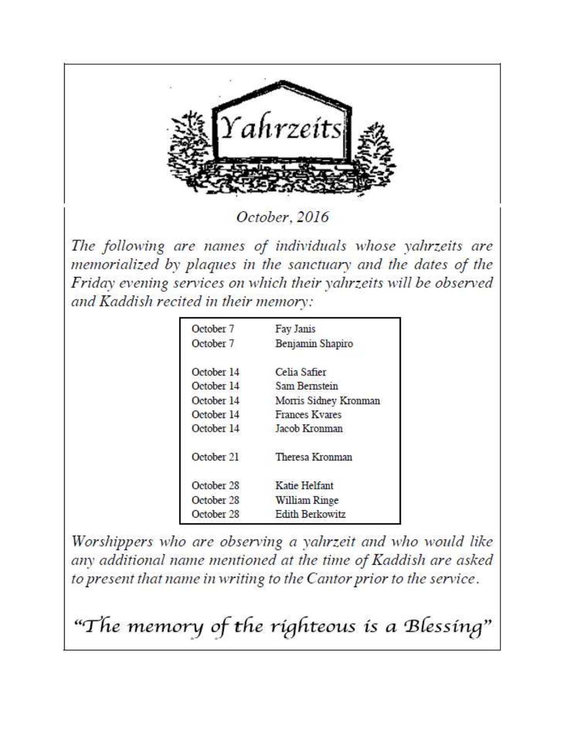# Yahrzeits

*October, 2016*

*The following are names of individuals whose yahrzeits are memorialized by plaques in the sanctuary and the dates of the Friday evening services on which their yahrzeits will be observed and Kaddish recited in their memory:*

| Date | Name |
|---|---|
| October 7 | Fay Janis |
| October 7 | Benjamin Shapiro |
| October 14 | Celia Safier |
| October 14 | Sam Bernstein |
| October 14 | Morris Sidney Kronman |
| October 14 | Frances Kvares |
| October 14 | Jacob Kronman |
| October 21 | Theresa Kronman |
| October 28 | Katie Helfant |
| October 28 | William Ringe |
| October 28 | Edith Berkowitz |

*Worshippers who are observing a yahrzeit and who would like any additional name mentioned at the time of Kaddish are asked to present that name in writing to the Cantor prior to the service.*

*"The memory of the righteous is a Blessing"*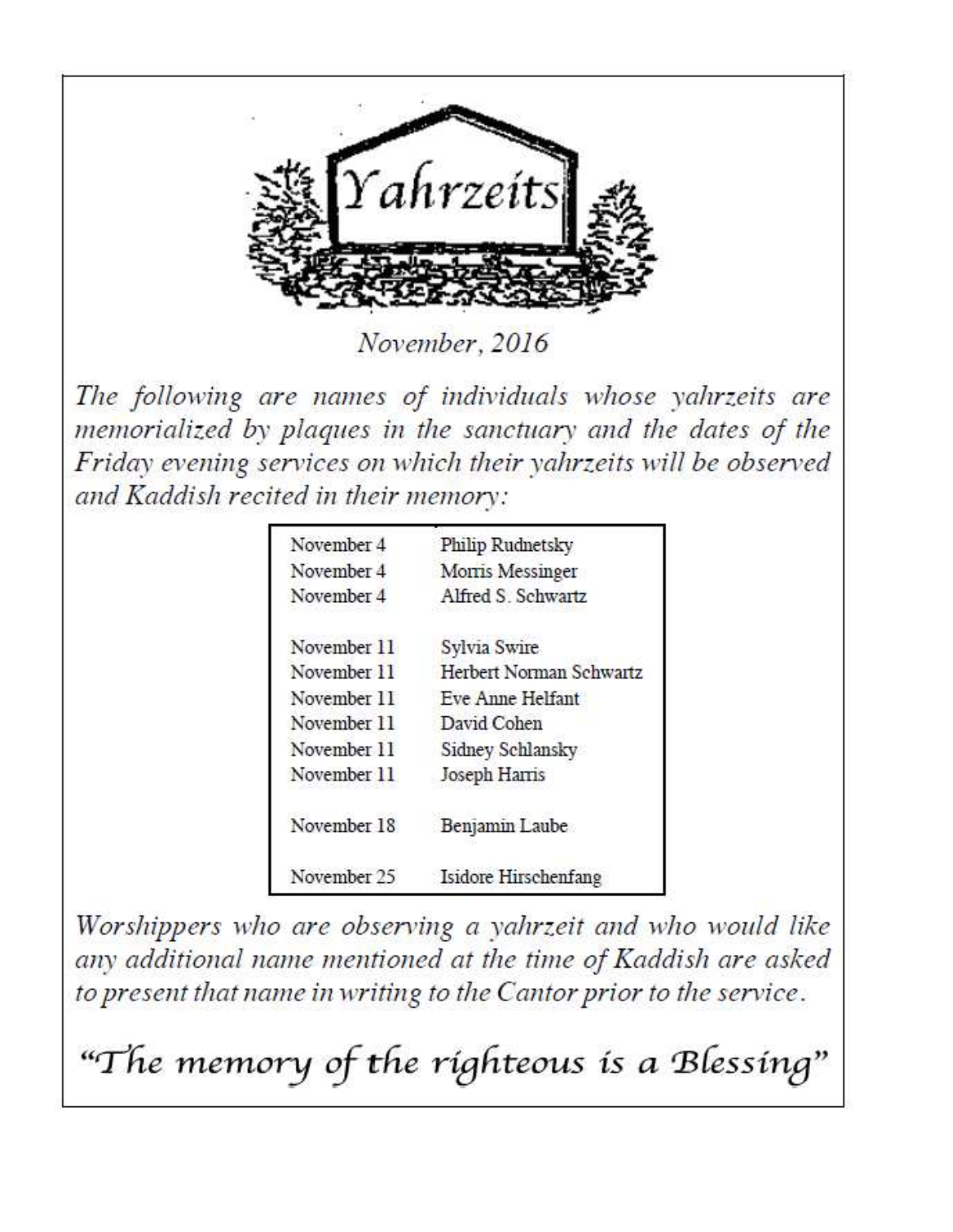# Yahrzeits

*November, 2016*

*The following are names of individuals whose yahrzeits are memorialized by plaques in the sanctuary and the dates of the Friday evening services on which their yahrzeits will be observed and Kaddish recited in their memory:*

| Date | Name |
|---|---|
| November 4 | Philip Rudnetsky |
| November 4 | Morris Messinger |
| November 4 | Alfred S. Schwartz |
| November 11 | Sylvia Swire |
| November 11 | Herbert Norman Schwartz |
| November 11 | Eve Anne Helfant |
| November 11 | David Cohen |
| November 11 | Sidney Schlansky |
| November 11 | Joseph Harris |
| November 18 | Benjamin Laube |
| November 25 | Isidore Hirschenfang |

*Worshippers who are observing a yahrzeit and who would like any additional name mentioned at the time of Kaddish are asked to present that name in writing to the Cantor prior to the service.*

*"The memory of the righteous is a Blessing"*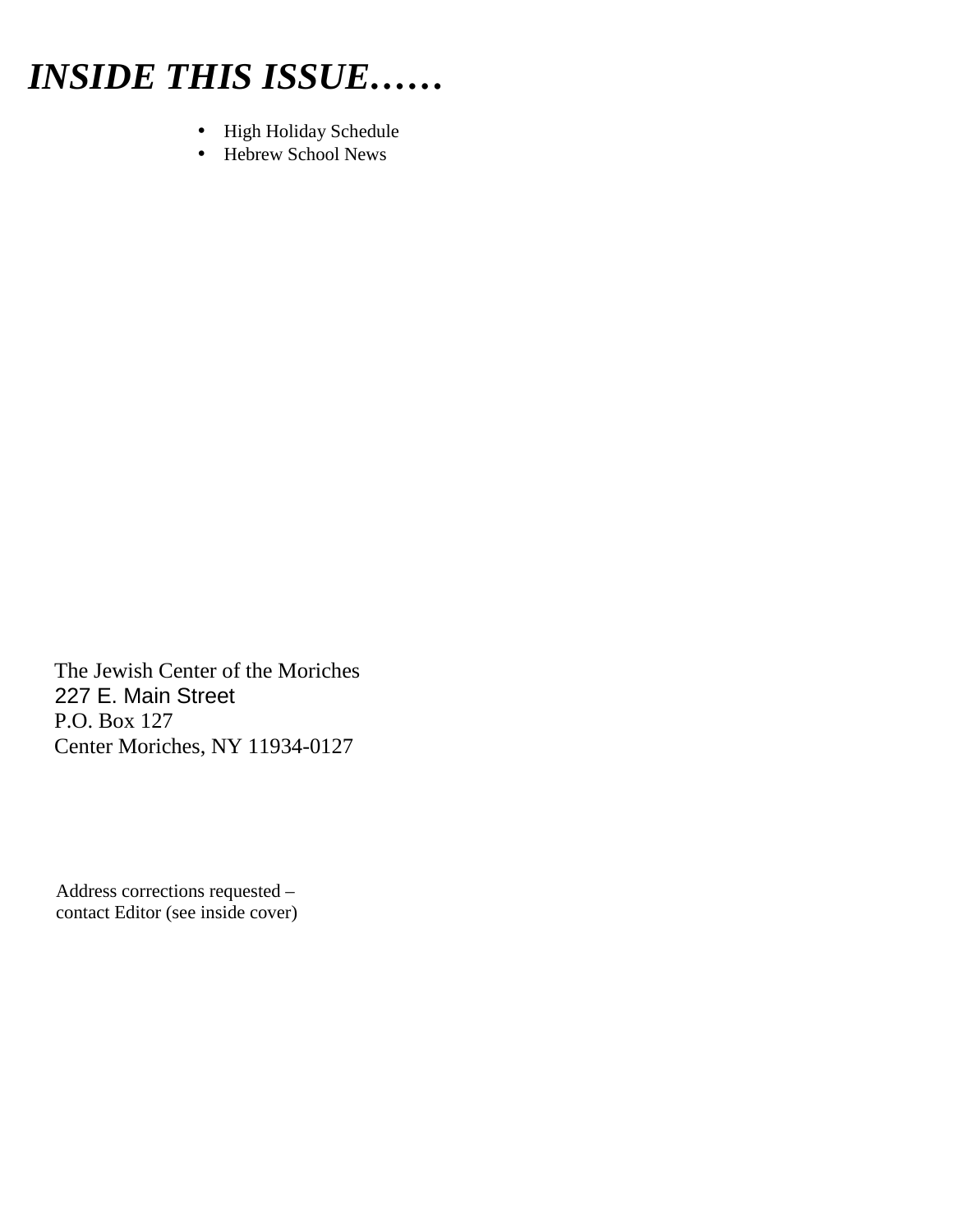# *INSIDE THIS ISSUE……*

- High Holiday Schedule
- Hebrew School News

The Jewish Center of the Moriches
227 E. Main Street
P.O. Box 127
Center Moriches, NY 11934-0127

Address corrections requested –
contact Editor (see inside cover)